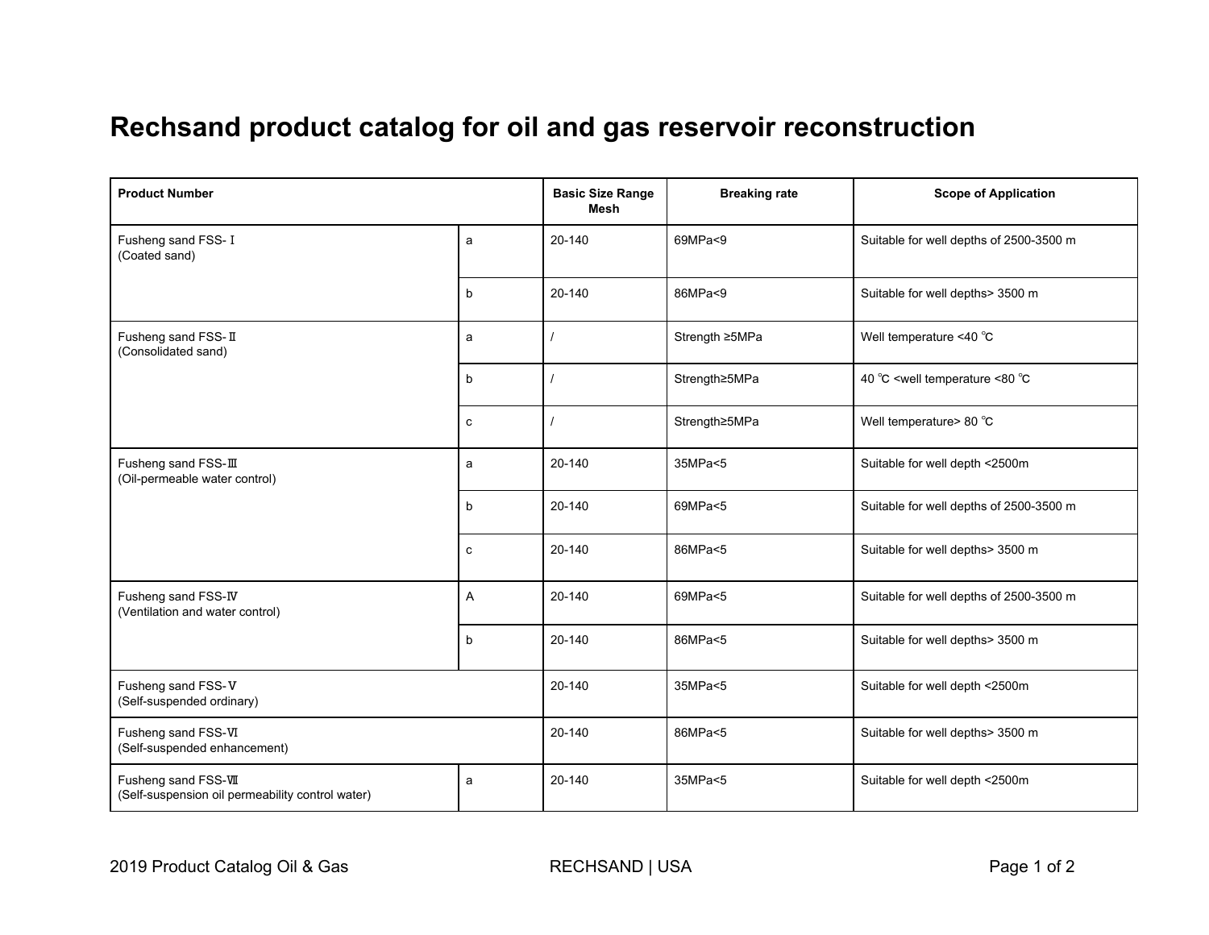# Rechsand product catalog for oil and gas reservoir reconstruction

| Product Number | | Basic Size Range Mesh | Breaking rate | Scope of Application |
|---|---|---|---|---|
| Fusheng sand FSS-Ⅰ (Coated sand) | a | 20-140 | 69MPa<9 | Suitable for well depths of 2500-3500 m |
| | b | 20-140 | 86MPa<9 | Suitable for well depths> 3500 m |
| Fusheng sand FSS-Ⅱ (Consolidated sand) | a | / | Strength ≥5MPa | Well temperature <40 ℃ |
| | b | / | Strength≥5MPa | 40 ℃ <well temperature <80 ℃ |
| | c | / | Strength≥5MPa | Well temperature> 80 ℃ |
| Fusheng sand FSS-Ⅲ (Oil-permeable water control) | a | 20-140 | 35MPa<5 | Suitable for well depth <2500m |
| | b | 20-140 | 69MPa<5 | Suitable for well depths of 2500-3500 m |
| | c | 20-140 | 86MPa<5 | Suitable for well depths> 3500 m |
| Fusheng sand FSS-Ⅳ (Ventilation and water control) | A | 20-140 | 69MPa<5 | Suitable for well depths of 2500-3500 m |
| | b | 20-140 | 86MPa<5 | Suitable for well depths> 3500 m |
| Fusheng sand FSS-Ⅴ (Self-suspended ordinary) | | 20-140 | 35MPa<5 | Suitable for well depth <2500m |
| Fusheng sand FSS-Ⅵ (Self-suspended enhancement) | | 20-140 | 86MPa<5 | Suitable for well depths> 3500 m |
| Fusheng sand FSS-Ⅶ (Self-suspension oil permeability control water) | a | 20-140 | 35MPa<5 | Suitable for well depth <2500m |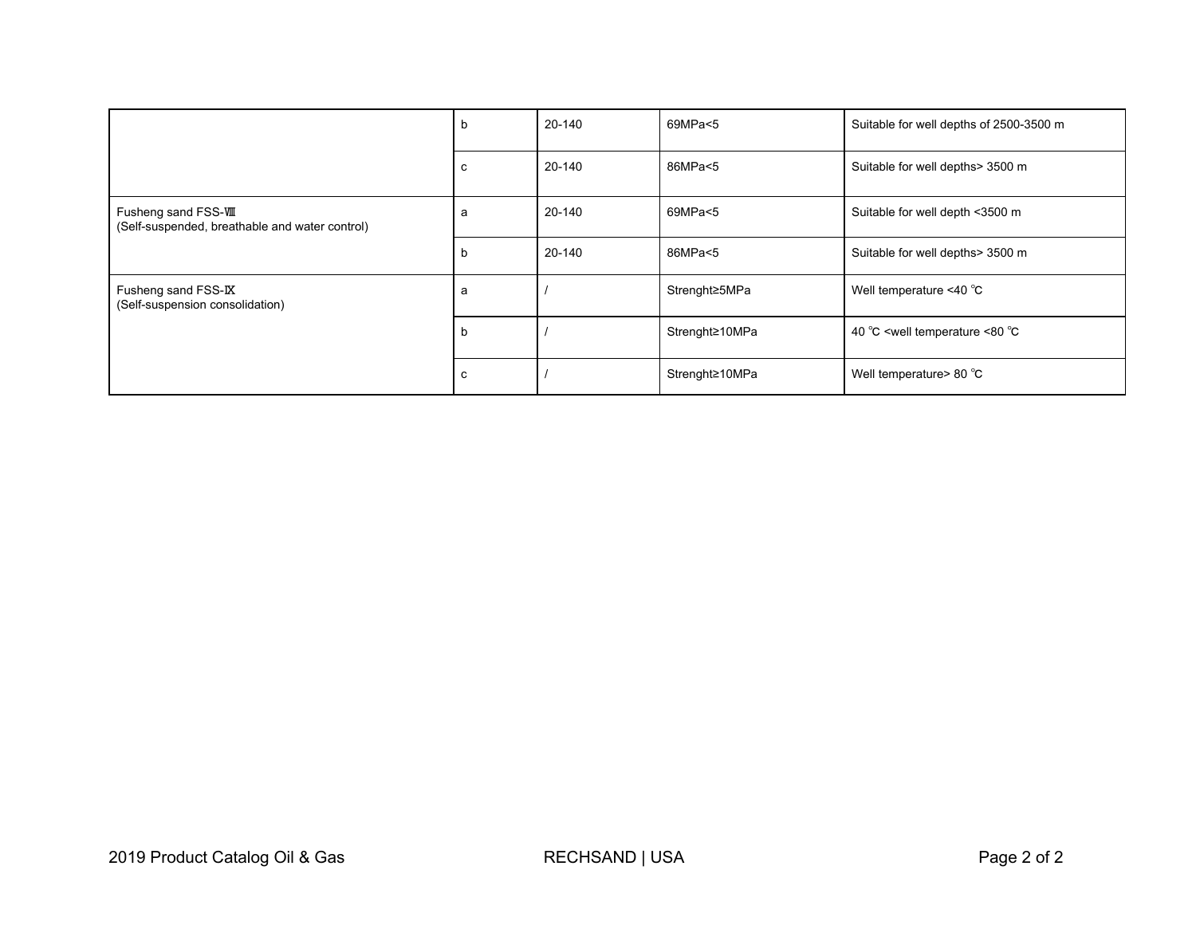| | | | | |
|---|---|---|---|---|
| | b | 20-140 | 69MPa<5 | Suitable for well depths of 2500-3500 m |
| | c | 20-140 | 86MPa<5 | Suitable for well depths> 3500 m |
| Fusheng sand FSS-Ⅷ (Self-suspended, breathable and water control) | a | 20-140 | 69MPa<5 | Suitable for well depth <3500 m |
| | b | 20-140 | 86MPa<5 | Suitable for well depths> 3500 m |
| Fusheng sand FSS-Ⅸ (Self-suspension consolidation) | a | / | Strenght≥5MPa | Well temperature <40 ℃ |
| | b | / | Strenght≥10MPa | 40 ℃ <well temperature <80 ℃ |
| | c | / | Strenght≥10MPa | Well temperature> 80 ℃ |